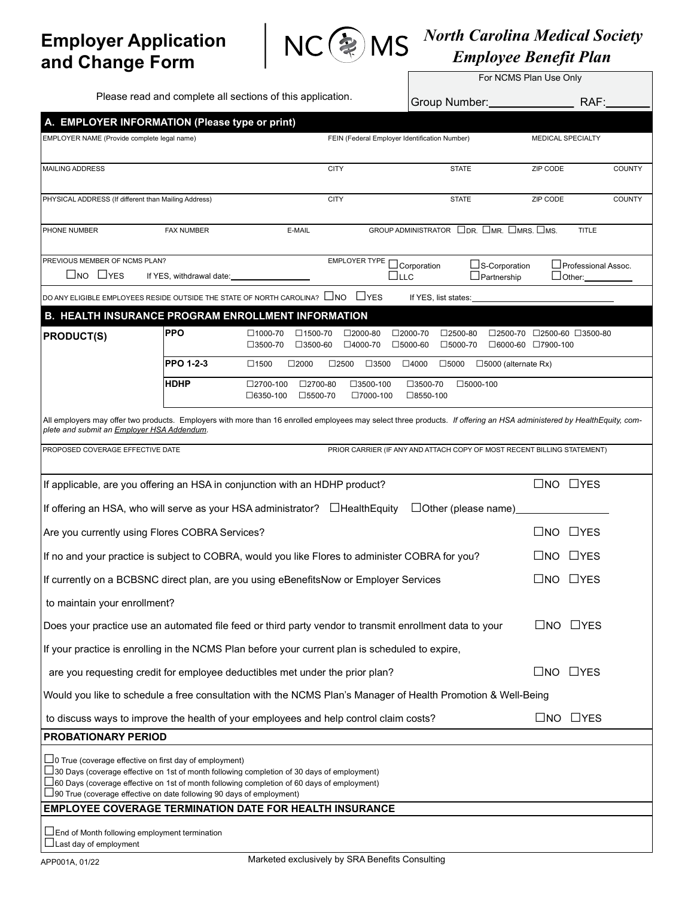# Employer Application and Change Form

NCMS **North Carolina Medical Society Employee Benefit Plan**

For NCMS Plan Use Only

Group Number:______________ RAF:_______

Please read and complete all sections of this application.

## A. EMPLOYER INFORMATION (Please type or print)

| EMPLOYER NAME (Provide complete legal name) | | FEIN (Federal Employer Identification Number) | | MEDICAL SPECIALTY | |
|---|---|---|---|---|---|
| MAILING ADDRESS | | CITY | STATE | ZIP CODE | COUNTY |
| PHYSICAL ADDRESS (If different than Mailing Address) | | CITY | STATE | ZIP CODE | COUNTY |
| PHONE NUMBER | FAX NUMBER | E-MAIL | GROUP ADMINISTRATOR ☐DR. ☐MR. ☐MRS. ☐MS. | | TITLE |

PREVIOUS MEMBER OF NCMS PLAN? ☐NO ☐YES If YES, withdrawal date:________________

EMPLOYER TYPE ☐Corporation ☐S-Corporation ☐Professional Assoc. ☐LLC ☐Partnership ☐Other:__________

DO ANY ELIGIBLE EMPLOYEES RESIDE OUTSIDE THE STATE OF NORTH CAROLINA? ☐NO ☐YES If YES, list states:________________________

## B. HEALTH INSURANCE PROGRAM ENROLLMENT INFORMATION

| PRODUCT(S) | | |
|---|---|---|
| | PPO | ☐1000-70 ☐1500-70 ☐2000-80 ☐2000-70 ☐2500-80 ☐2500-70 ☐2500-60 ☐3500-80 ☐3500-70 ☐3500-60 ☐4000-70 ☐5000-60 ☐5000-70 ☐6000-60 ☐7900-100 |
| | PPO 1-2-3 | ☐1500 ☐2000 ☐2500 ☐3500 ☐4000 ☐5000 ☐5000 (alternate Rx) |
| | HDHP | ☐2700-100 ☐2700-80 ☐3500-100 ☐3500-70 ☐5000-100 ☐6350-100 ☐5500-70 ☐7000-100 ☐8550-100 |

All employers may offer two products. Employers with more than 16 enrolled employees may select three products. *If offering an HSA administered by HealthEquity, complete and submit an Employer HSA Addendum.*

PROPOSED COVERAGE EFFECTIVE DATE

PRIOR CARRIER (IF ANY AND ATTACH COPY OF MOST RECENT BILLING STATEMENT)

If applicable, are you offering an HSA in conjunction with an HDHP product? ☐NO ☐YES

If offering an HSA, who will serve as your HSA administrator? ☐HealthEquity ☐Other (please name)________________

Are you currently using Flores COBRA Services? ☐NO ☐YES

If no and your practice is subject to COBRA, would you like Flores to administer COBRA for you? ☐NO ☐YES

If currently on a BCBSNC direct plan, are you using eBenefitsNow or Employer Services to maintain your enrollment? ☐NO ☐YES

Does your practice use an automated file feed or third party vendor to transmit enrollment data to your ☐NO ☐YES

If your practice is enrolling in the NCMS Plan before your current plan is scheduled to expire, are you requesting credit for employee deductibles met under the prior plan? ☐NO ☐YES

Would you like to schedule a free consultation with the NCMS Plan's Manager of Health Promotion & Well-Being to discuss ways to improve the health of your employees and help control claim costs? ☐NO ☐YES

### PROBATIONARY PERIOD

☐0 True (coverage effective on first day of employment)
☐30 Days (coverage effective on 1st of month following completion of 30 days of employment)
☐60 Days (coverage effective on 1st of month following completion of 60 days of employment)
☐90 True (coverage effective on date following 90 days of employment)

### EMPLOYEE COVERAGE TERMINATION DATE FOR HEALTH INSURANCE

☐End of Month following employment termination
☐Last day of employment

APP001A, 01/22

Marketed exclusively by SRA Benefits Consulting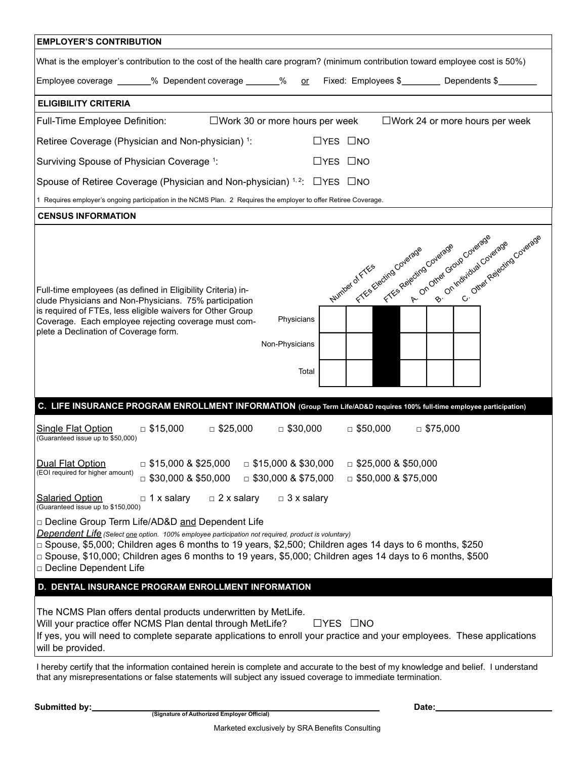## EMPLOYER'S CONTRIBUTION

What is the employer's contribution to the cost of the health care program? (minimum contribution toward employee cost is 50%)

Employee coverage _______% Dependent coverage _______% or Fixed: Employees $________ Dependents $________

## ELIGIBILITY CRITERIA

Full-Time Employee Definition: ☐Work 30 or more hours per week ☐Work 24 or more hours per week

Retiree Coverage (Physician and Non-physician) [1]: ☐YES ☐NO

Surviving Spouse of Physician Coverage [1]: ☐YES ☐NO

Spouse of Retiree Coverage (Physician and Non-physician) [1, 2]: ☐YES ☐NO

1 Requires employer's ongoing participation in the NCMS Plan. 2 Requires the employer to offer Retiree Coverage.

## CENSUS INFORMATION

Full-time employees (as defined in Eligibility Criteria) include Physicians and Non-Physicians. 75% participation is required of FTEs, less eligible waivers for Other Group Coverage. Each employee rejecting coverage must complete a Declination of Coverage form.

| | Number of FTEs | FTEs Electing Coverage | FTEs Rejecting Coverage | A. On Other Group Coverage | B. On Individual Coverage | C. Other Rejecting Coverage |
|---|---|---|---|---|---|---|
| Physicians | | | | | | |
| Non-Physicians | | | | | | |
| Total | | | | | | |

## C. LIFE INSURANCE PROGRAM ENROLLMENT INFORMATION (Group Term Life/AD&D requires 100% full-time employee participation)

Single Flat Option (Guaranteed issue up to $50,000) □ $15,000 □ $25,000 □ $30,000 □ $50,000 □ $75,000

Dual Flat Option (EOI required for higher amount) □ $15,000 & $25,000 □ $15,000 & $30,000 □ $25,000 & $50,000 □ $30,000 & $50,000 □ $30,000 & $75,000 □ $50,000 & $75,000

Salaried Option (Guaranteed issue up to $150,000) □ 1 x salary □ 2 x salary □ 3 x salary

□ Decline Group Term Life/AD&D and Dependent Life

*Dependent Life* *(Select one option. 100% employee participation not required, product is voluntary)*

□ Spouse, $5,000; Children ages 6 months to 19 years, $2,500; Children ages 14 days to 6 months, $250

□ Spouse, $10,000; Children ages 6 months to 19 years, $5,000; Children ages 14 days to 6 months, $500

□ Decline Dependent Life

## D. DENTAL INSURANCE PROGRAM ENROLLMENT INFORMATION

The NCMS Plan offers dental products underwritten by MetLife.
Will your practice offer NCMS Plan dental through MetLife? ☐YES ☐NO
If yes, you will need to complete separate applications to enroll your practice and your employees. These applications will be provided.

I hereby certify that the information contained herein is complete and accurate to the best of my knowledge and belief. I understand that any misrepresentations or false statements will subject any issued coverage to immediate termination.

**Submitted by:**________________________________________ **Date:**____________________
(Signature of Authorized Employer Official)

Marketed exclusively by SRA Benefits Consulting